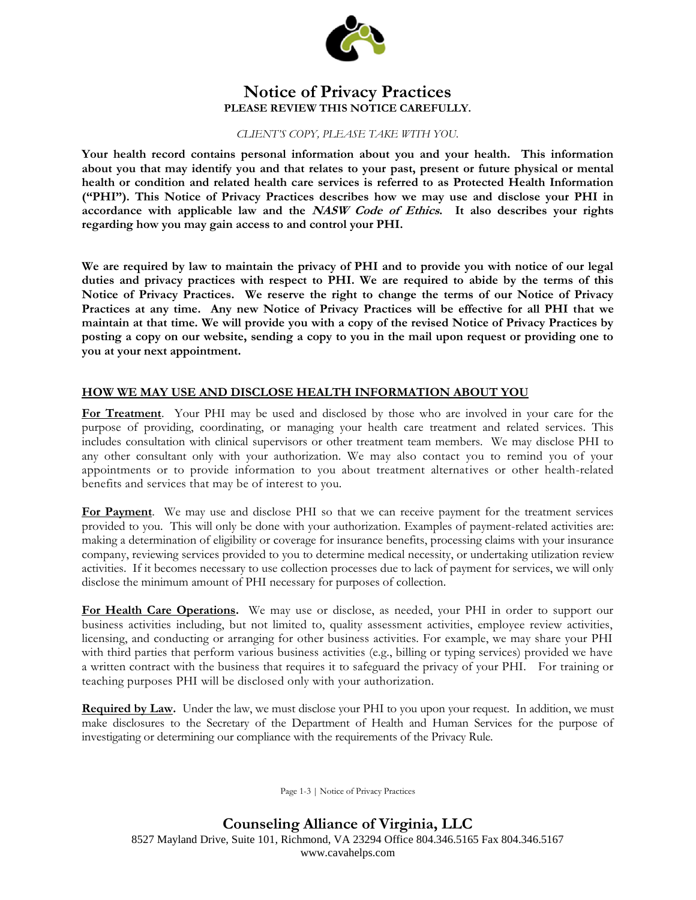# Notice of Privacy Practices

**PLEASE REVIEW THIS NOTICE CAREFULLY.**

*CLIENT'S COPY, PLEASE TAKE WITH YOU.*

**Your health record contains personal information about you and your health. This information about you that may identify you and that relates to your past, present or future physical or mental health or condition and related health care services is referred to as Protected Health Information ("PHI"). This Notice of Privacy Practices describes how we may use and disclose your PHI in accordance with applicable law and the *NASW Code of Ethics*. It also describes your rights regarding how you may gain access to and control your PHI.**

**We are required by law to maintain the privacy of PHI and to provide you with notice of our legal duties and privacy practices with respect to PHI. We are required to abide by the terms of this Notice of Privacy Practices. We reserve the right to change the terms of our Notice of Privacy Practices at any time. Any new Notice of Privacy Practices will be effective for all PHI that we maintain at that time. We will provide you with a copy of the revised Notice of Privacy Practices by posting a copy on our website, sending a copy to you in the mail upon request or providing one to you at your next appointment.**

## HOW WE MAY USE AND DISCLOSE HEALTH INFORMATION ABOUT YOU

**For Treatment**. Your PHI may be used and disclosed by those who are involved in your care for the purpose of providing, coordinating, or managing your health care treatment and related services. This includes consultation with clinical supervisors or other treatment team members. We may disclose PHI to any other consultant only with your authorization. We may also contact you to remind you of your appointments or to provide information to you about treatment alternatives or other health-related benefits and services that may be of interest to you.

**For Payment**. We may use and disclose PHI so that we can receive payment for the treatment services provided to you. This will only be done with your authorization. Examples of payment-related activities are: making a determination of eligibility or coverage for insurance benefits, processing claims with your insurance company, reviewing services provided to you to determine medical necessity, or undertaking utilization review activities. If it becomes necessary to use collection processes due to lack of payment for services, we will only disclose the minimum amount of PHI necessary for purposes of collection.

**For Health Care Operations.** We may use or disclose, as needed, your PHI in order to support our business activities including, but not limited to, quality assessment activities, employee review activities, licensing, and conducting or arranging for other business activities. For example, we may share your PHI with third parties that perform various business activities (e.g., billing or typing services) provided we have a written contract with the business that requires it to safeguard the privacy of your PHI. For training or teaching purposes PHI will be disclosed only with your authorization.

**Required by Law.** Under the law, we must disclose your PHI to you upon your request. In addition, we must make disclosures to the Secretary of the Department of Health and Human Services for the purpose of investigating or determining our compliance with the requirements of the Privacy Rule.

**Counseling Alliance of Virginia, LLC**
8527 Mayland Drive, Suite 101, Richmond, VA 23294 Office 804.346.5165 Fax 804.346.5167
www.cavahelps.com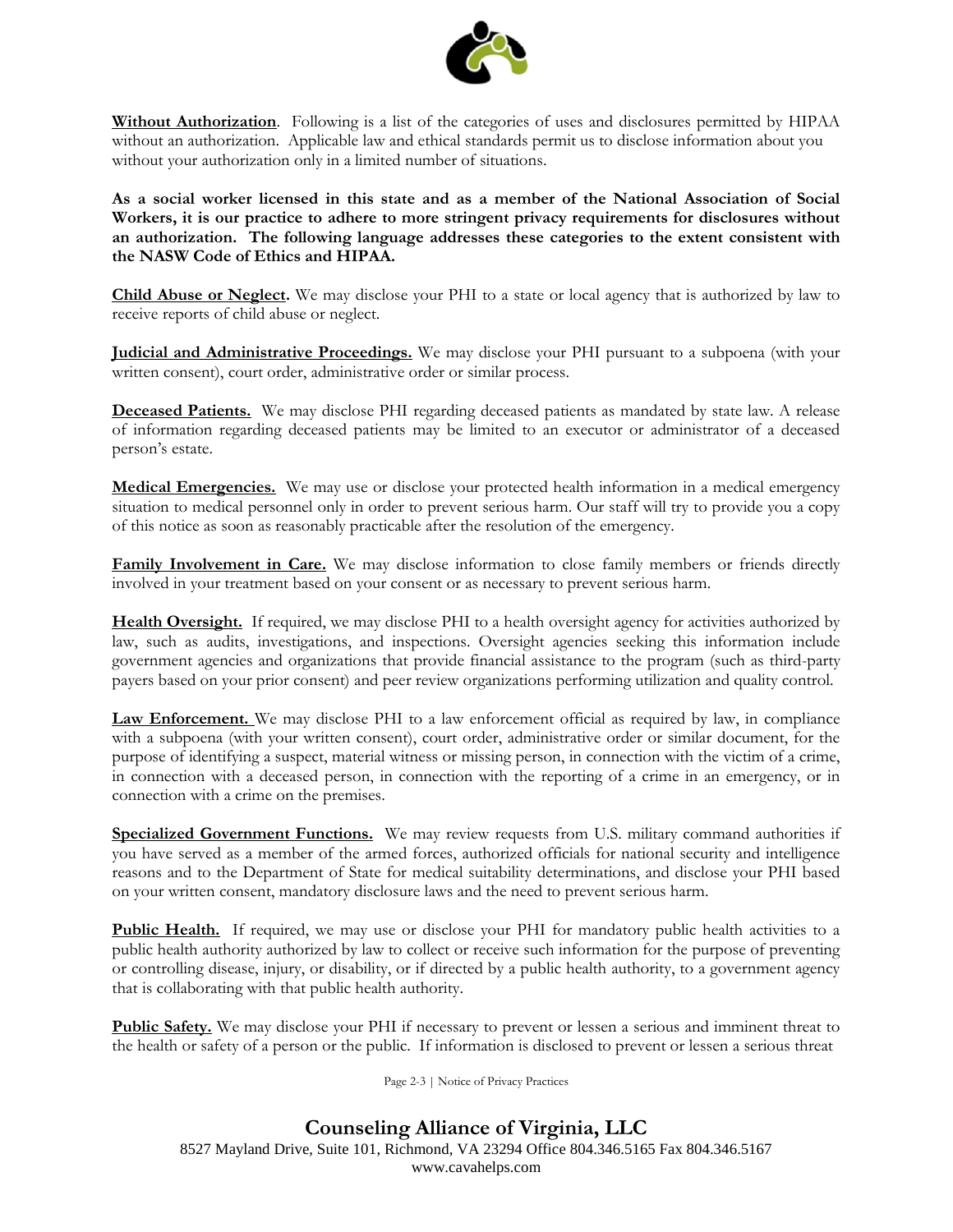**Without Authorization**. Following is a list of the categories of uses and disclosures permitted by HIPAA without an authorization. Applicable law and ethical standards permit us to disclose information about you without your authorization only in a limited number of situations.

**As a social worker licensed in this state and as a member of the National Association of Social Workers, it is our practice to adhere to more stringent privacy requirements for disclosures without an authorization. The following language addresses these categories to the extent consistent with the NASW Code of Ethics and HIPAA.**

**Child Abuse or Neglect.** We may disclose your PHI to a state or local agency that is authorized by law to receive reports of child abuse or neglect.

**Judicial and Administrative Proceedings.** We may disclose your PHI pursuant to a subpoena (with your written consent), court order, administrative order or similar process.

**Deceased Patients.** We may disclose PHI regarding deceased patients as mandated by state law. A release of information regarding deceased patients may be limited to an executor or administrator of a deceased person's estate.

**Medical Emergencies.** We may use or disclose your protected health information in a medical emergency situation to medical personnel only in order to prevent serious harm. Our staff will try to provide you a copy of this notice as soon as reasonably practicable after the resolution of the emergency.

**Family Involvement in Care.** We may disclose information to close family members or friends directly involved in your treatment based on your consent or as necessary to prevent serious harm.

**Health Oversight.** If required, we may disclose PHI to a health oversight agency for activities authorized by law, such as audits, investigations, and inspections. Oversight agencies seeking this information include government agencies and organizations that provide financial assistance to the program (such as third-party payers based on your prior consent) and peer review organizations performing utilization and quality control.

**Law Enforcement.** We may disclose PHI to a law enforcement official as required by law, in compliance with a subpoena (with your written consent), court order, administrative order or similar document, for the purpose of identifying a suspect, material witness or missing person, in connection with the victim of a crime, in connection with a deceased person, in connection with the reporting of a crime in an emergency, or in connection with a crime on the premises.

**Specialized Government Functions.** We may review requests from U.S. military command authorities if you have served as a member of the armed forces, authorized officials for national security and intelligence reasons and to the Department of State for medical suitability determinations, and disclose your PHI based on your written consent, mandatory disclosure laws and the need to prevent serious harm.

**Public Health.** If required, we may use or disclose your PHI for mandatory public health activities to a public health authority authorized by law to collect or receive such information for the purpose of preventing or controlling disease, injury, or disability, or if directed by a public health authority, to a government agency that is collaborating with that public health authority.

**Public Safety.** We may disclose your PHI if necessary to prevent or lessen a serious and imminent threat to the health or safety of a person or the public. If information is disclosed to prevent or lessen a serious threat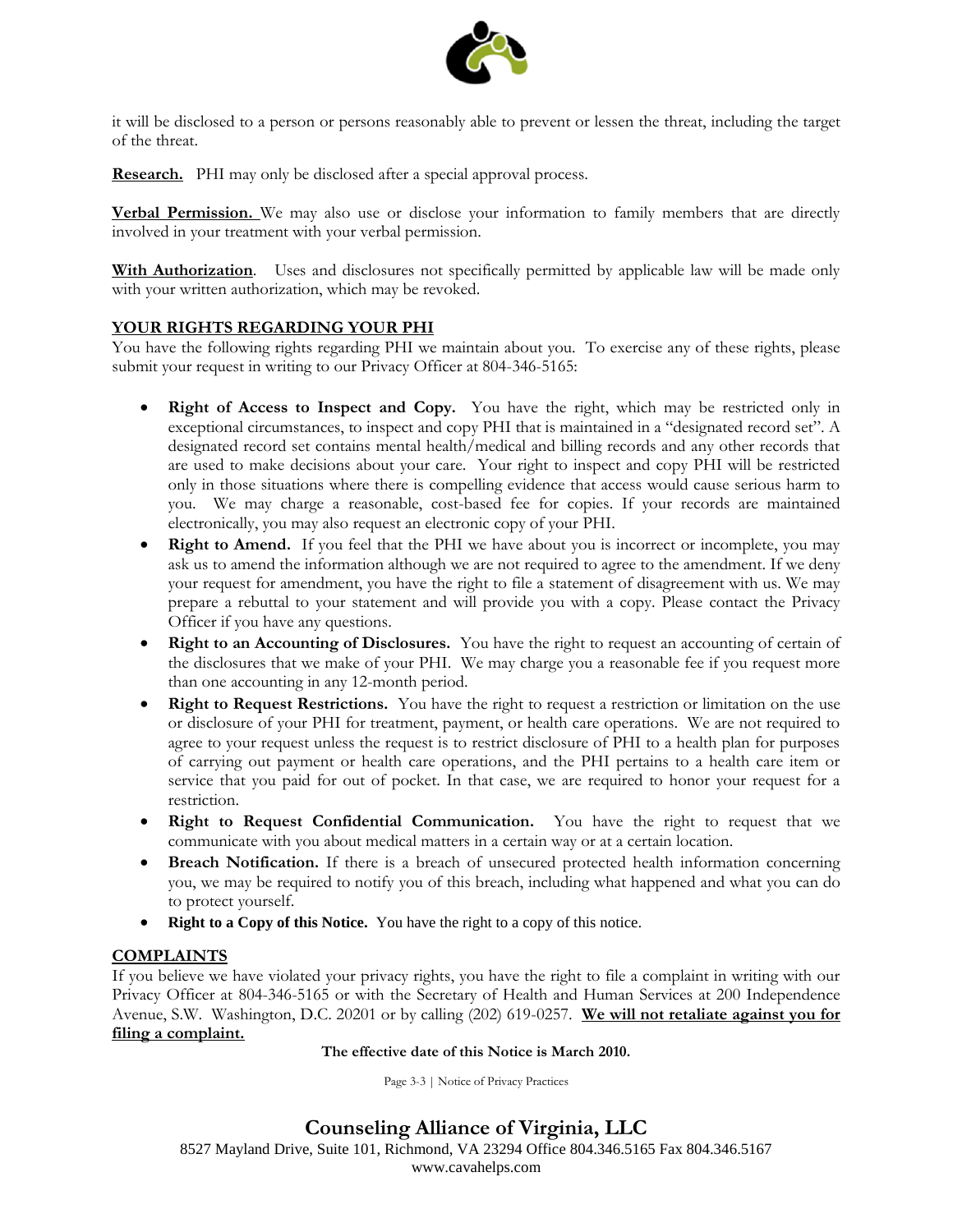it will be disclosed to a person or persons reasonably able to prevent or lessen the threat, including the target of the threat.

**Research.** PHI may only be disclosed after a special approval process.

**Verbal Permission.** We may also use or disclose your information to family members that are directly involved in your treatment with your verbal permission.

**With Authorization**. Uses and disclosures not specifically permitted by applicable law will be made only with your written authorization, which may be revoked.

## YOUR RIGHTS REGARDING YOUR PHI

You have the following rights regarding PHI we maintain about you. To exercise any of these rights, please submit your request in writing to our Privacy Officer at 804-346-5165:

- **Right of Access to Inspect and Copy.** You have the right, which may be restricted only in exceptional circumstances, to inspect and copy PHI that is maintained in a "designated record set". A designated record set contains mental health/medical and billing records and any other records that are used to make decisions about your care. Your right to inspect and copy PHI will be restricted only in those situations where there is compelling evidence that access would cause serious harm to you. We may charge a reasonable, cost-based fee for copies. If your records are maintained electronically, you may also request an electronic copy of your PHI.
- **Right to Amend.** If you feel that the PHI we have about you is incorrect or incomplete, you may ask us to amend the information although we are not required to agree to the amendment. If we deny your request for amendment, you have the right to file a statement of disagreement with us. We may prepare a rebuttal to your statement and will provide you with a copy. Please contact the Privacy Officer if you have any questions.
- **Right to an Accounting of Disclosures.** You have the right to request an accounting of certain of the disclosures that we make of your PHI. We may charge you a reasonable fee if you request more than one accounting in any 12-month period.
- **Right to Request Restrictions.** You have the right to request a restriction or limitation on the use or disclosure of your PHI for treatment, payment, or health care operations. We are not required to agree to your request unless the request is to restrict disclosure of PHI to a health plan for purposes of carrying out payment or health care operations, and the PHI pertains to a health care item or service that you paid for out of pocket. In that case, we are required to honor your request for a restriction.
- **Right to Request Confidential Communication.** You have the right to request that we communicate with you about medical matters in a certain way or at a certain location.
- **Breach Notification.** If there is a breach of unsecured protected health information concerning you, we may be required to notify you of this breach, including what happened and what you can do to protect yourself.
- **Right to a Copy of this Notice.** You have the right to a copy of this notice.

## COMPLAINTS

If you believe we have violated your privacy rights, you have the right to file a complaint in writing with our Privacy Officer at 804-346-5165 or with the Secretary of Health and Human Services at 200 Independence Avenue, S.W. Washington, D.C. 20201 or by calling (202) 619-0257. **We will not retaliate against you for filing a complaint.**

**The effective date of this Notice is March 2010.**

**Counseling Alliance of Virginia, LLC**

8527 Mayland Drive, Suite 101, Richmond, VA 23294 Office 804.346.5165 Fax 804.346.5167
www.cavahelps.com